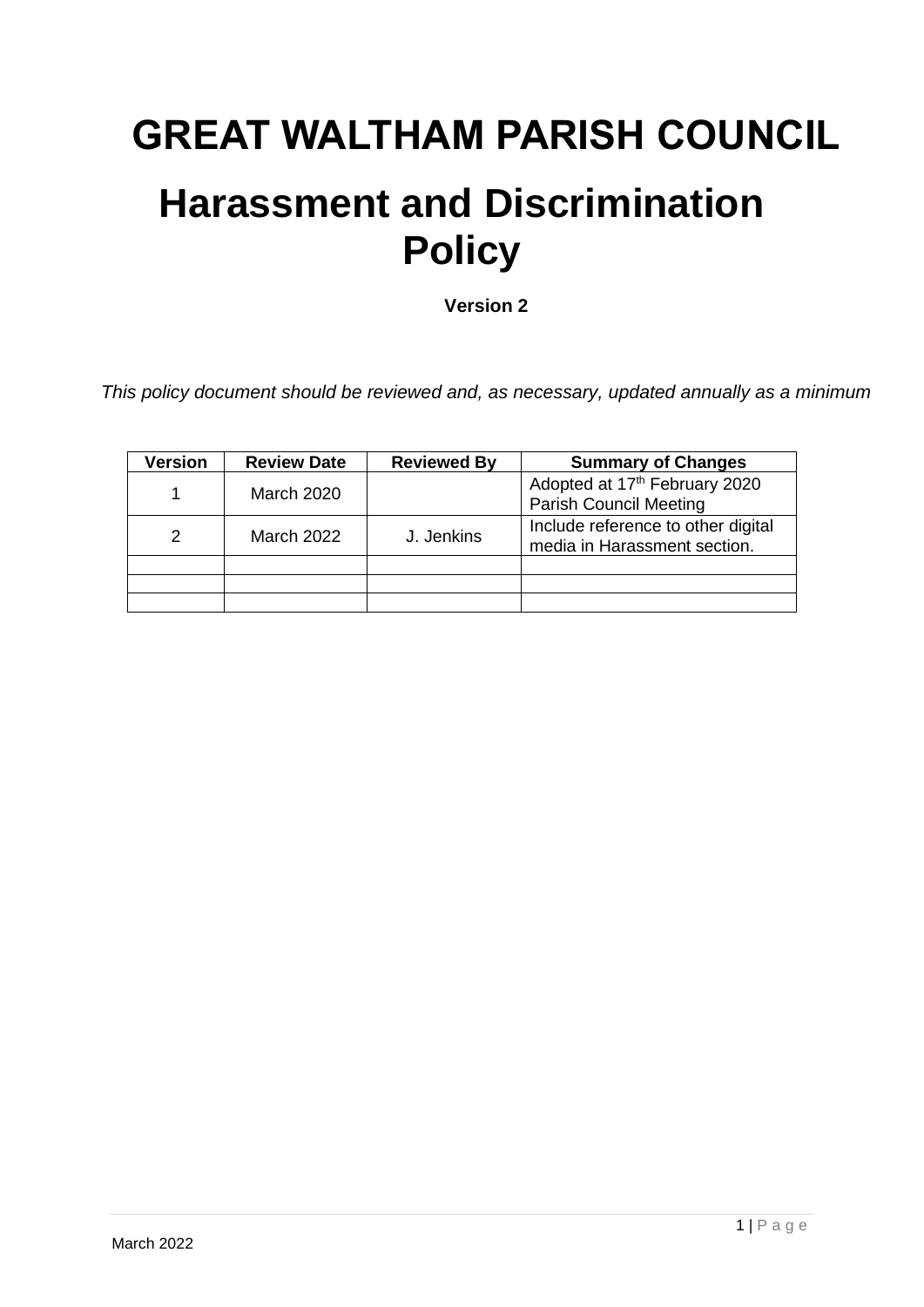# GREAT WALTHAM PARISH COUNCIL

# Harassment and Discrimination Policy

**Version 2**

*This policy document should be reviewed and, as necessary, updated annually as a minimum*

| Version | Review Date | Reviewed By | Summary of Changes |
|---|---|---|---|
| 1 | March 2020 | | Adopted at 17th February 2020 Parish Council Meeting |
| 2 | March 2022 | J. Jenkins | Include reference to other digital media in Harassment section. |
| | | | |
| | | | |
| | | | |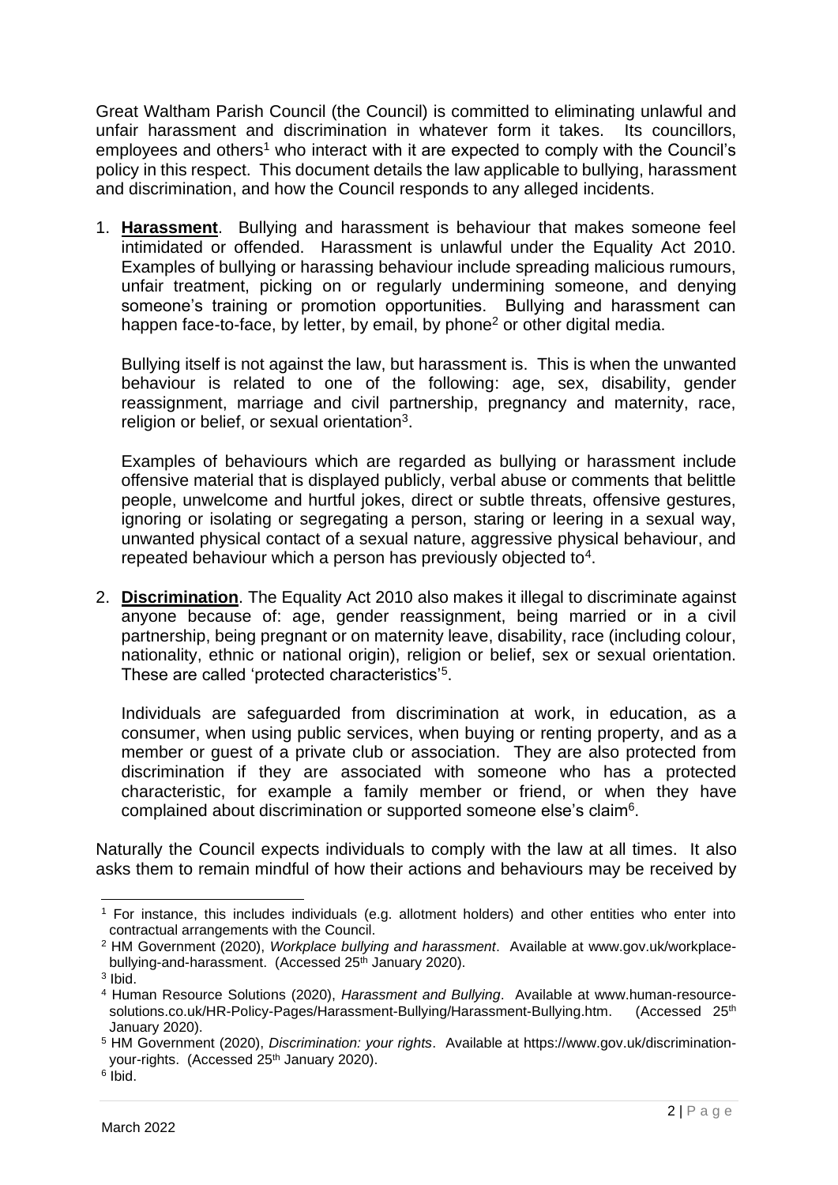Great Waltham Parish Council (the Council) is committed to eliminating unlawful and unfair harassment and discrimination in whatever form it takes. Its councillors, employees and others[1] who interact with it are expected to comply with the Council's policy in this respect. This document details the law applicable to bullying, harassment and discrimination, and how the Council responds to any alleged incidents.

1. **Harassment**. Bullying and harassment is behaviour that makes someone feel intimidated or offended. Harassment is unlawful under the Equality Act 2010. Examples of bullying or harassing behaviour include spreading malicious rumours, unfair treatment, picking on or regularly undermining someone, and denying someone's training or promotion opportunities. Bullying and harassment can happen face-to-face, by letter, by email, by phone[2] or other digital media.

   Bullying itself is not against the law, but harassment is. This is when the unwanted behaviour is related to one of the following: age, sex, disability, gender reassignment, marriage and civil partnership, pregnancy and maternity, race, religion or belief, or sexual orientation[3].

   Examples of behaviours which are regarded as bullying or harassment include offensive material that is displayed publicly, verbal abuse or comments that belittle people, unwelcome and hurtful jokes, direct or subtle threats, offensive gestures, ignoring or isolating or segregating a person, staring or leering in a sexual way, unwanted physical contact of a sexual nature, aggressive physical behaviour, and repeated behaviour which a person has previously objected to[4].

2. **Discrimination**. The Equality Act 2010 also makes it illegal to discriminate against anyone because of: age, gender reassignment, being married or in a civil partnership, being pregnant or on maternity leave, disability, race (including colour, nationality, ethnic or national origin), religion or belief, sex or sexual orientation. These are called 'protected characteristics'[5].

   Individuals are safeguarded from discrimination at work, in education, as a consumer, when using public services, when buying or renting property, and as a member or guest of a private club or association. They are also protected from discrimination if they are associated with someone who has a protected characteristic, for example a family member or friend, or when they have complained about discrimination or supported someone else's claim[6].

Naturally the Council expects individuals to comply with the law at all times. It also asks them to remain mindful of how their actions and behaviours may be received by

---

[1] For instance, this includes individuals (e.g. allotment holders) and other entities who enter into contractual arrangements with the Council.

[2] HM Government (2020), *Workplace bullying and harassment*. Available at www.gov.uk/workplace-bullying-and-harassment. (Accessed 25th January 2020).

[3] Ibid.

[4] Human Resource Solutions (2020), *Harassment and Bullying*. Available at www.human-resource-solutions.co.uk/HR-Policy-Pages/Harassment-Bullying/Harassment-Bullying.htm. (Accessed 25th January 2020).

[5] HM Government (2020), *Discrimination: your rights*. Available at https://www.gov.uk/discrimination-your-rights. (Accessed 25th January 2020).

[6] Ibid.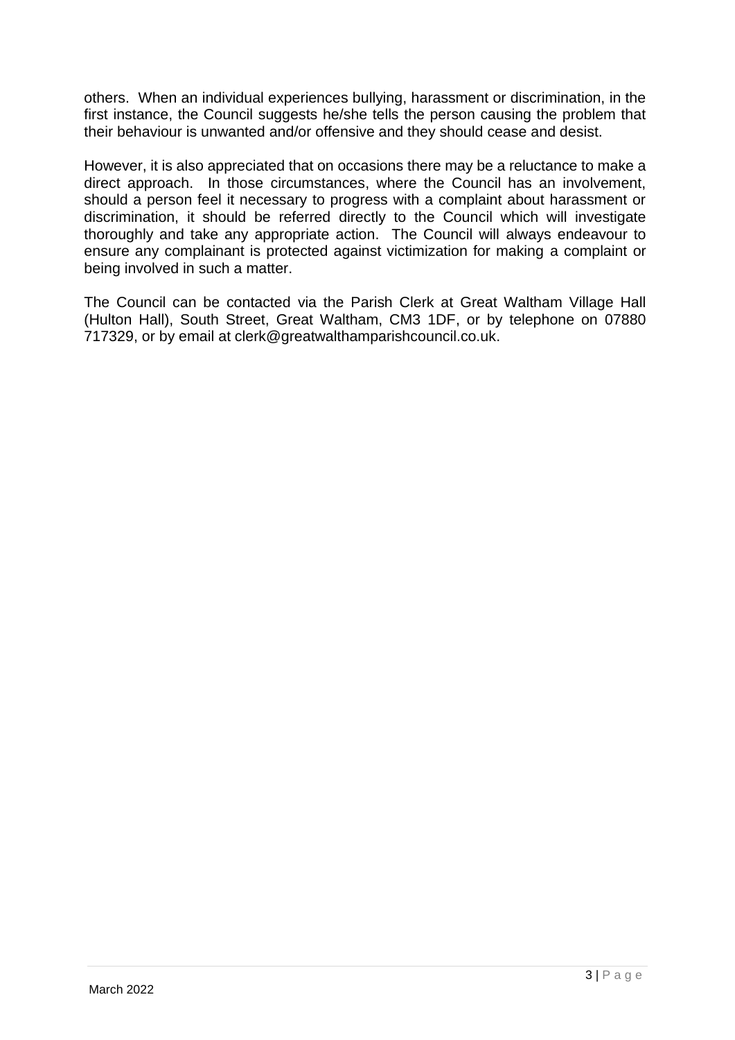others. When an individual experiences bullying, harassment or discrimination, in the first instance, the Council suggests he/she tells the person causing the problem that their behaviour is unwanted and/or offensive and they should cease and desist.

However, it is also appreciated that on occasions there may be a reluctance to make a direct approach. In those circumstances, where the Council has an involvement, should a person feel it necessary to progress with a complaint about harassment or discrimination, it should be referred directly to the Council which will investigate thoroughly and take any appropriate action. The Council will always endeavour to ensure any complainant is protected against victimization for making a complaint or being involved in such a matter.

The Council can be contacted via the Parish Clerk at Great Waltham Village Hall (Hulton Hall), South Street, Great Waltham, CM3 1DF, or by telephone on 07880 717329, or by email at clerk@greatwalthamparishcouncil.co.uk.